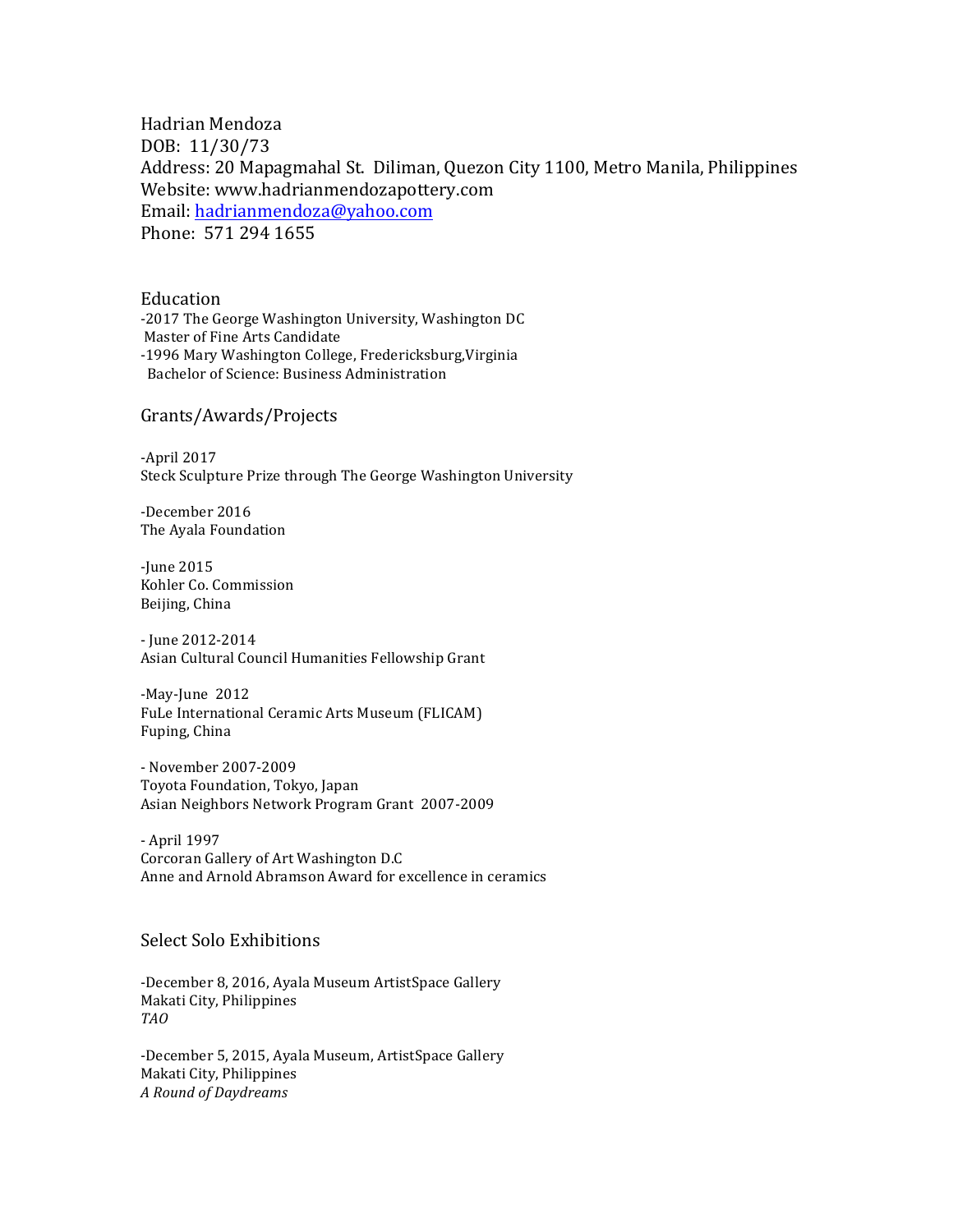Hadrian Mendoza
DOB: 11/30/73
Address: 20 Mapagmahal St. Diliman, Quezon City 1100, Metro Manila, Philippines
Website: www.hadrianmendozapottery.com
Email: hadrianmendoza@yahoo.com
Phone: 571 294 1655

## Education

-2017 The George Washington University, Washington DC
Master of Fine Arts Candidate
-1996 Mary Washington College, Fredericksburg,Virginia
Bachelor of Science: Business Administration

## Grants/Awards/Projects

-April 2017
Steck Sculpture Prize through The George Washington University

-December 2016
The Ayala Foundation

-June 2015
Kohler Co. Commission
Beijing, China

- June 2012-2014
Asian Cultural Council Humanities Fellowship Grant

-May-June 2012
FuLe International Ceramic Arts Museum (FLICAM)
Fuping, China

- November 2007-2009
Toyota Foundation, Tokyo, Japan
Asian Neighbors Network Program Grant 2007-2009

- April 1997
Corcoran Gallery of Art Washington D.C
Anne and Arnold Abramson Award for excellence in ceramics

## Select Solo Exhibitions

-December 8, 2016, Ayala Museum ArtistSpace Gallery
Makati City, Philippines
*TAO*

-December 5, 2015, Ayala Museum, ArtistSpace Gallery
Makati City, Philippines
*A Round of Daydreams*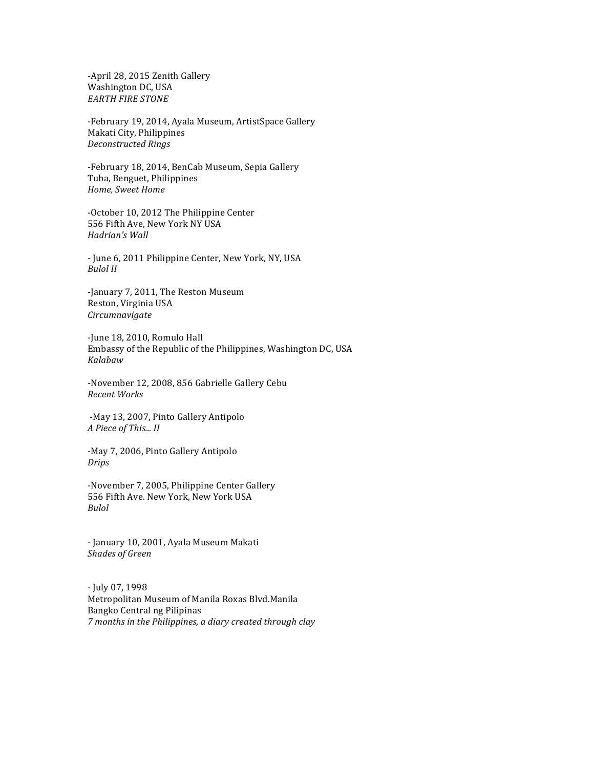-April 28, 2015 Zenith Gallery
Washington DC, USA
*EARTH FIRE STONE*

-February 19, 2014, Ayala Museum, ArtistSpace Gallery
Makati City, Philippines
*Deconstructed Rings*

-February 18, 2014, BenCab Museum, Sepia Gallery
Tuba, Benguet, Philippines
*Home, Sweet Home*

-October 10, 2012 The Philippine Center
556 Fifth Ave, New York NY USA
*Hadrian's Wall*

- June 6, 2011 Philippine Center, New York, NY, USA
*Bulol II*

-January 7, 2011, The Reston Museum
Reston, Virginia USA
*Circumnavigate*

-June 18, 2010, Romulo Hall
Embassy of the Republic of the Philippines, Washington DC, USA
*Kalabaw*

-November 12, 2008, 856 Gabrielle Gallery Cebu
*Recent Works*

-May 13, 2007, Pinto Gallery Antipolo
*A Piece of This... II*

-May 7, 2006, Pinto Gallery Antipolo
*Drips*

-November 7, 2005, Philippine Center Gallery
556 Fifth Ave. New York, New York USA
*Bulol*

- January 10, 2001, Ayala Museum Makati
*Shades of Green*

- July 07, 1998
Metropolitan Museum of Manila Roxas Blvd.Manila
Bangko Central ng Pilipinas
*7 months in the Philippines, a diary created through clay*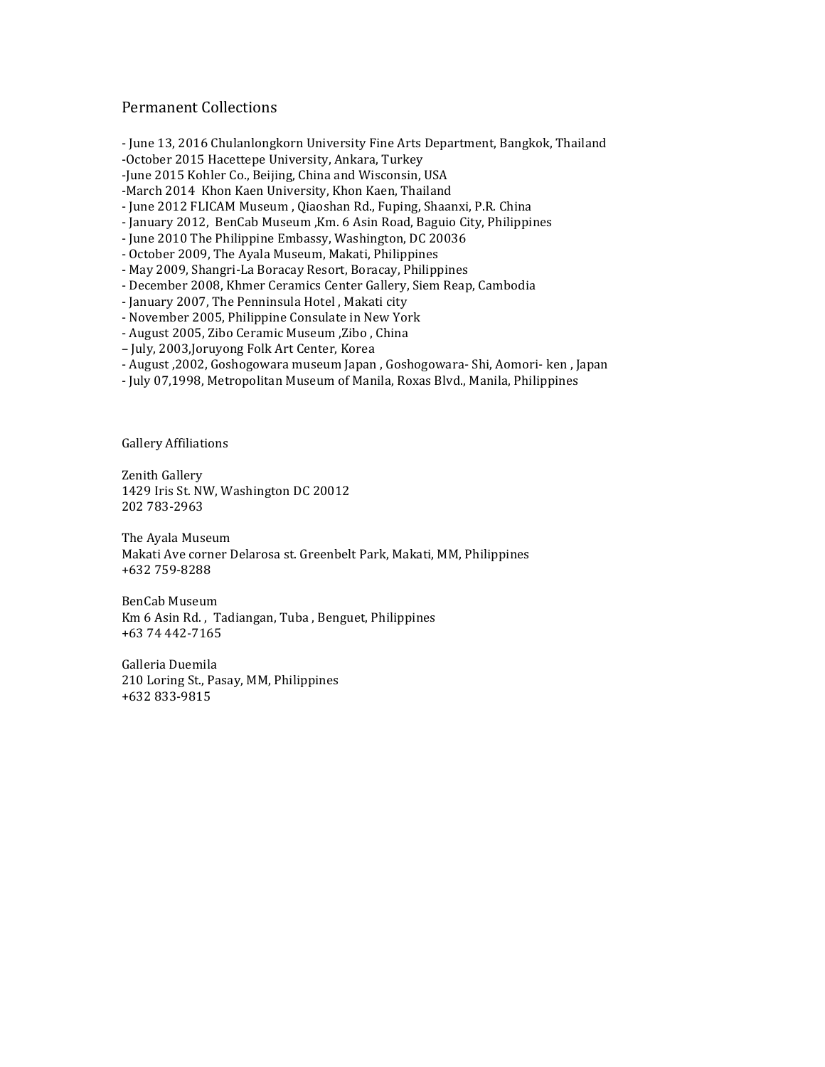## Permanent Collections

- June 13, 2016 Chulanlongkorn University Fine Arts Department, Bangkok, Thailand
- October 2015 Hacettepe University, Ankara, Turkey
- June 2015 Kohler Co., Beijing, China and Wisconsin, USA
- March 2014 Khon Kaen University, Khon Kaen, Thailand
- June 2012 FLICAM Museum , Qiaoshan Rd., Fuping, Shaanxi, P.R. China
- January 2012, BenCab Museum ,Km. 6 Asin Road, Baguio City, Philippines
- June 2010 The Philippine Embassy, Washington, DC 20036
- October 2009, The Ayala Museum, Makati, Philippines
- May 2009, Shangri-La Boracay Resort, Boracay, Philippines
- December 2008, Khmer Ceramics Center Gallery, Siem Reap, Cambodia
- January 2007, The Penninsula Hotel , Makati city
- November 2005, Philippine Consulate in New York
- August 2005, Zibo Ceramic Museum ,Zibo , China
- July, 2003,Joruyong Folk Art Center, Korea
- August ,2002, Goshogowara museum Japan , Goshogowara- Shi, Aomori- ken , Japan
- July 07,1998, Metropolitan Museum of Manila, Roxas Blvd., Manila, Philippines

### Gallery Affiliations

Zenith Gallery
1429 Iris St. NW, Washington DC 20012
202 783-2963

The Ayala Museum
Makati Ave corner Delarosa st. Greenbelt Park, Makati, MM, Philippines
+632 759-8288

BenCab Museum
Km 6 Asin Rd. , Tadiangan, Tuba , Benguet, Philippines
+63 74 442-7165

Galleria Duemila
210 Loring St., Pasay, MM, Philippines
+632 833-9815